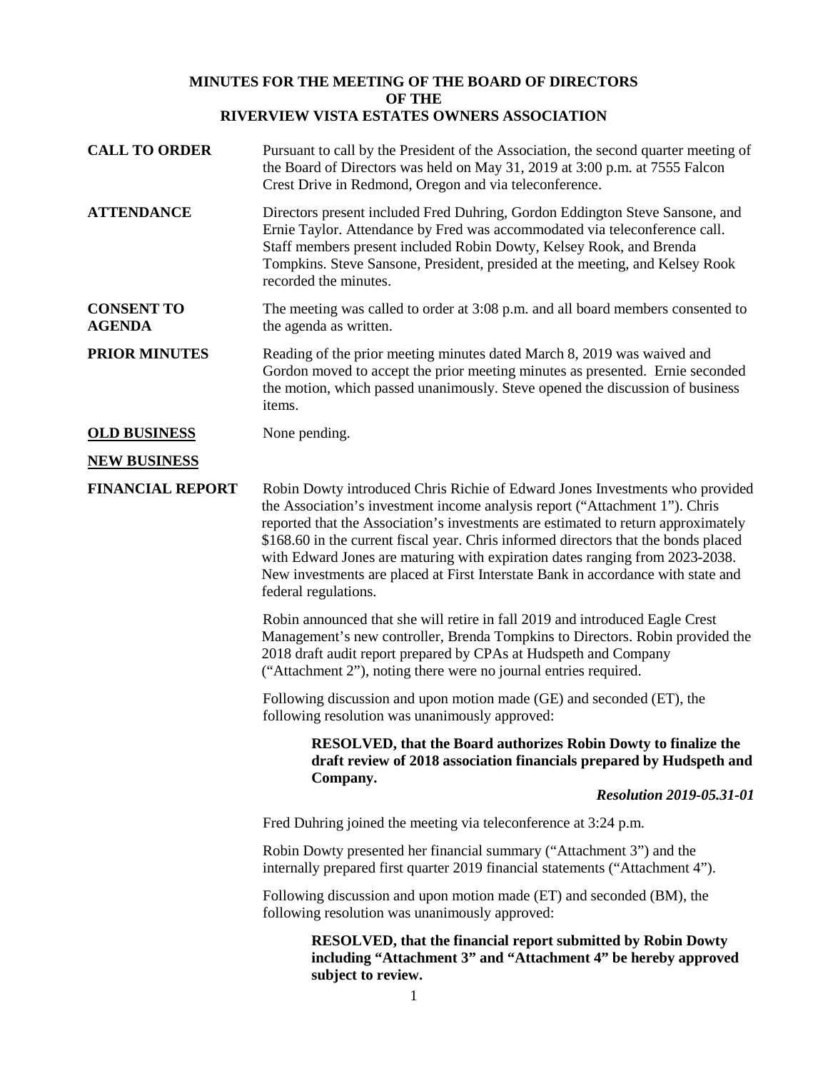**MINUTES FOR THE MEETING OF THE BOARD OF DIRECTORS**
**OF THE**
**RIVERVIEW VISTA ESTATES OWNERS ASSOCIATION**

**CALL TO ORDER**

Pursuant to call by the President of the Association, the second quarter meeting of the Board of Directors was held on May 31, 2019 at 3:00 p.m. at 7555 Falcon Crest Drive in Redmond, Oregon and via teleconference.

**ATTENDANCE**

Directors present included Fred Duhring, Gordon Eddington Steve Sansone, and Ernie Taylor. Attendance by Fred was accommodated via teleconference call. Staff members present included Robin Dowty, Kelsey Rook, and Brenda Tompkins. Steve Sansone, President, presided at the meeting, and Kelsey Rook recorded the minutes.

**CONSENT TO AGENDA**

The meeting was called to order at 3:08 p.m. and all board members consented to the agenda as written.

**PRIOR MINUTES**

Reading of the prior meeting minutes dated March 8, 2019 was waived and Gordon moved to accept the prior meeting minutes as presented. Ernie seconded the motion, which passed unanimously. Steve opened the discussion of business items.

**OLD BUSINESS**

None pending.

**NEW BUSINESS**

**FINANCIAL REPORT**

Robin Dowty introduced Chris Richie of Edward Jones Investments who provided the Association's investment income analysis report ("Attachment 1"). Chris reported that the Association's investments are estimated to return approximately $168.60 in the current fiscal year. Chris informed directors that the bonds placed with Edward Jones are maturing with expiration dates ranging from 2023-2038. New investments are placed at First Interstate Bank in accordance with state and federal regulations.

Robin announced that she will retire in fall 2019 and introduced Eagle Crest Management's new controller, Brenda Tompkins to Directors. Robin provided the 2018 draft audit report prepared by CPAs at Hudspeth and Company ("Attachment 2"), noting there were no journal entries required.

Following discussion and upon motion made (GE) and seconded (ET), the following resolution was unanimously approved:

> **RESOLVED, that the Board authorizes Robin Dowty to finalize the draft review of 2018 association financials prepared by Hudspeth and Company.**
>
> ***Resolution 2019-05.31-01***

Fred Duhring joined the meeting via teleconference at 3:24 p.m.

Robin Dowty presented her financial summary ("Attachment 3") and the internally prepared first quarter 2019 financial statements ("Attachment 4").

Following discussion and upon motion made (ET) and seconded (BM), the following resolution was unanimously approved:

> **RESOLVED, that the financial report submitted by Robin Dowty including "Attachment 3" and "Attachment 4" be hereby approved subject to review.**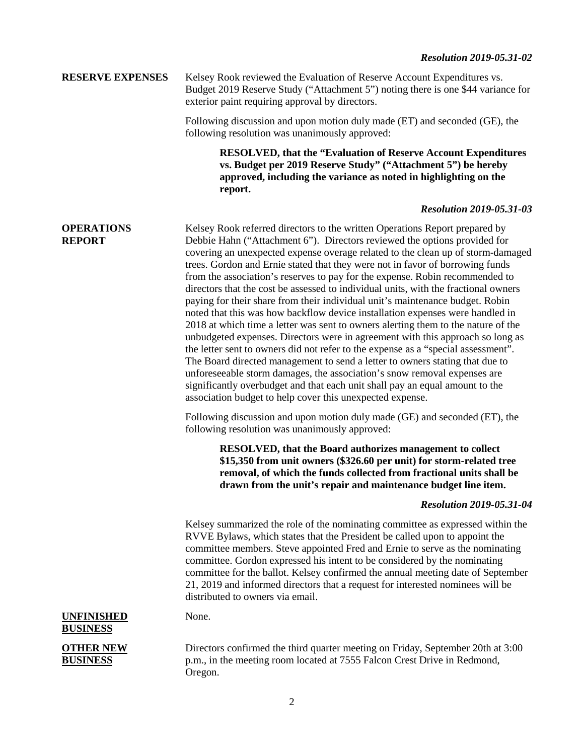*Resolution 2019-05.31-02*

**RESERVE EXPENSES**

Kelsey Rook reviewed the Evaluation of Reserve Account Expenditures vs. Budget 2019 Reserve Study ("Attachment 5") noting there is one $44 variance for exterior paint requiring approval by directors.

Following discussion and upon motion duly made (ET) and seconded (GE), the following resolution was unanimously approved:

> **RESOLVED, that the "Evaluation of Reserve Account Expenditures vs. Budget per 2019 Reserve Study" ("Attachment 5") be hereby approved, including the variance as noted in highlighting on the report.**

*Resolution 2019-05.31-03*

**OPERATIONS REPORT**

Kelsey Rook referred directors to the written Operations Report prepared by Debbie Hahn ("Attachment 6"). Directors reviewed the options provided for covering an unexpected expense overage related to the clean up of storm-damaged trees. Gordon and Ernie stated that they were not in favor of borrowing funds from the association's reserves to pay for the expense. Robin recommended to directors that the cost be assessed to individual units, with the fractional owners paying for their share from their individual unit's maintenance budget. Robin noted that this was how backflow device installation expenses were handled in 2018 at which time a letter was sent to owners alerting them to the nature of the unbudgeted expenses. Directors were in agreement with this approach so long as the letter sent to owners did not refer to the expense as a "special assessment". The Board directed management to send a letter to owners stating that due to unforeseeable storm damages, the association's snow removal expenses are significantly overbudget and that each unit shall pay an equal amount to the association budget to help cover this unexpected expense.

Following discussion and upon motion duly made (GE) and seconded (ET), the following resolution was unanimously approved:

> **RESOLVED, that the Board authorizes management to collect $15,350 from unit owners ($326.60 per unit) for storm-related tree removal, of which the funds collected from fractional units shall be drawn from the unit's repair and maintenance budget line item.**

*Resolution 2019-05.31-04*

Kelsey summarized the role of the nominating committee as expressed within the RVVE Bylaws, which states that the President be called upon to appoint the committee members. Steve appointed Fred and Ernie to serve as the nominating committee. Gordon expressed his intent to be considered by the nominating committee for the ballot. Kelsey confirmed the annual meeting date of September 21, 2019 and informed directors that a request for interested nominees will be distributed to owners via email.

**UNFINISHED BUSINESS**

None.

**OTHER NEW BUSINESS**

Directors confirmed the third quarter meeting on Friday, September 20th at 3:00 p.m., in the meeting room located at 7555 Falcon Crest Drive in Redmond, Oregon.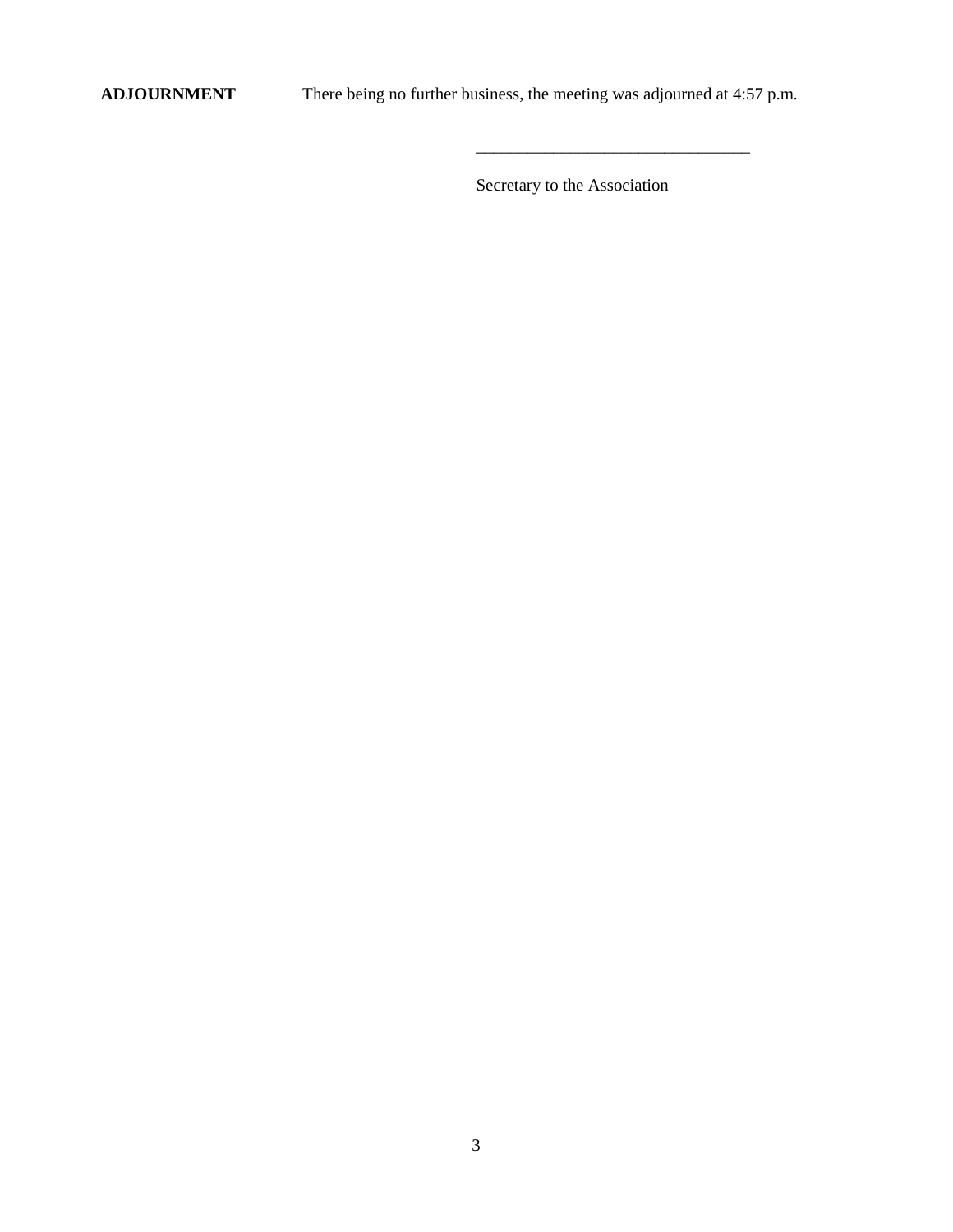**ADJOURNMENT** There being no further business, the meeting was adjourned at 4:57 p.m.

_______________________________

Secretary to the Association